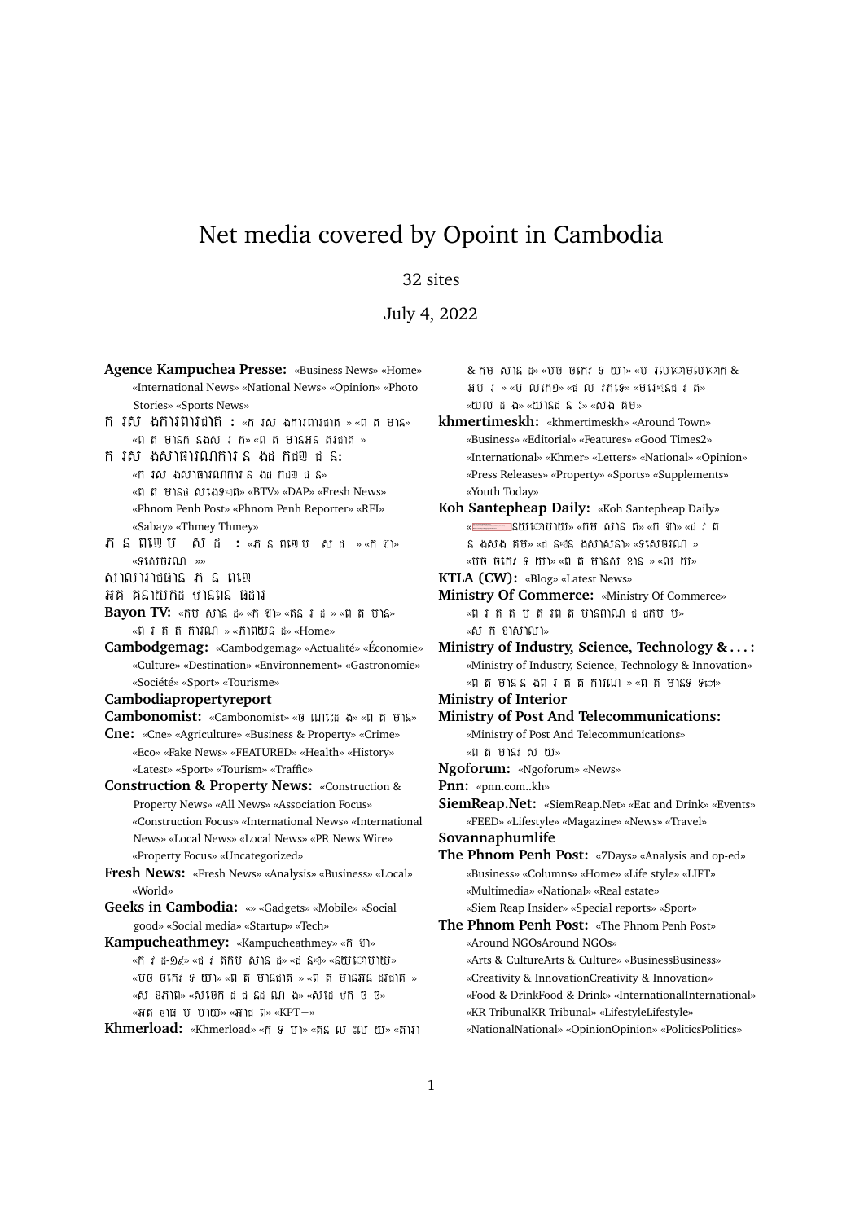# Net media covered by Opoint in Cambodia

32 sites

July 4, 2022

**Agence Kampuchea Presse:** «Business News» «Home» «International News» «National News» «Opinion» «Photo Stories» «Sports News»

**ក រស ងការពារជាត :** «ក រស ងការពារជាត » «ព ត មាន» «ព ត មានក នងស រ ក» «ព ត មានអន តរជាត »

**ក រស ងសាធារណការ ន ងដ កជញ ជ ន:** «ក រស ងសាធារណការ ន ងដ កជញ ជ ន» «ព ត មានផ សព វផ សាយ» «BTV» «DAP» «Fresh News» «Phnom Penh Post» «Phnom Penh Reporter» «RFI» «Sabay» «Thmey Thmey»

**ភ ន ពេញប ស ដ :** «ភ ន ពេញប ស ដ » «ក ឡា» «ទស សនៈវ ទ » «»

**សាលារាជធាន ភ ន ពេញ**

**អគ គនាយកដ ឋានពន ធដារ**

**Bayon TV:** «កម សាន ដ» «ក ឡា» «តន ត រ ដ » «ព ត មាន» «ព រ ត ត ការណ » «ភាពយន ដ» «Home»

**Cambodgemag:** «Cambodgemag» «Actualité» «Économie» «Culture» «Destination» «Environnement» «Gastronomie» «Société» «Sport» «Tourisme»

**Cambodiapropertyreport**

**Cambonomist:** «Cambonomist» «ប ណ ដ ង» «ព ត មាន»

**Cne:** «Cne» «Agriculture» «Business & Property» «Crime» «Eco» «Fake News» «FEATURED» «Health» «History» «Latest» «Sport» «Tourism» «Traffic»

**Construction & Property News:** «Construction & Property News» «All News» «Association Focus» «Construction Focus» «International News» «International News» «Local News» «Local News» «PR News Wire» «Property Focus» «Uncategorized»

**Fresh News:** «Fresh News» «Analysis» «Business» «Local» «World»

**Geeks in Cambodia:** «» «Gadgets» «Mobile» «Social good» «Social media» «Startup» «Tech»

**Kampucheathmey:** «Kampucheathmey» «ក ឡា» «ក វ ដ-១៩» «ជ វ តកម សាន ដ» «ជ ន» «នយោបាយ» «បច ចេកវ ទ យា» «ព ត មានជាត » «ព ត មានអន តរជាត » «ស ខភាព» «សេដ ឋក ជ ជ នជ ណ ង» «សេដ ឋក ច ច» «អត ថាធ ប បាយ» «អាជ ព» «KPT+»

**Khmerload:** «Khmerload» «ក ទ បា» «តន ល លៀ យ» «តារា & កម សាន ដ» «បច ចេកវ ទ យា» «ប រលោមលោក & អប រ » «ប លកេទ» «ផ ល វភេទ» «មរតកខ មែរ» «យល ដ ង» «យានជ ន ះ» «សង គម»

**khmertimeskh:** «khmertimeskh» «Around Town» «Business» «Editorial» «Features» «Good Times2» «International» «Khmer» «Letters» «National» «Opinion» «Press Releases» «Property» «Sports» «Supplements» «Youth Today»

**Koh Santepheap Daily:** «Koh Santepheap Daily» «នយោបាយ» «កម សាន ត» «ក ឡា» «ជ វ ត ន ងសង គម» «ជ នឿន ងសាសនា» «ទស សនៈវ ទ » «បច ចេកវ ទ យា» «ព ត មានស ខាន » «ល យ»

**KTLA (CW):** «Blog» «Latest News»

**Ministry Of Commerce:** «Ministry Of Commerce» «ព រ ត ត ប ត រព ត មានពាណ ជ ជកម ម» «ស ក ខាសាលា»

**Ministry of Industry, Science, Technology & . . . :** «Ministry of Industry, Science, Technology & Innovation» «ព ត មានន ងព រ ត ត ការណ » «ព ត មានទ ទៅ»

**Ministry of Interior**

**Ministry of Post And Telecommunications:** «Ministry of Post And Telecommunications» «ព ត មានវ ស យ»

**Ngoforum:** «Ngoforum» «News»

**Pnn:** «pnn.com..kh»

**SiemReap.Net:** «SiemReap.Net» «Eat and Drink» «Events» «FEED» «Lifestyle» «Magazine» «News» «Travel»

**Sovannaphumlife**

**The Phnom Penh Post:** «7Days» «Analysis and op-ed» «Business» «Columns» «Home» «Life style» «LIFT» «Multimedia» «National» «Real estate» «Siem Reap Insider» «Special reports» «Sport»

**The Phnom Penh Post:** «The Phnom Penh Post» «Around NGOsAround NGOs» «Arts & CultureArts & Culture» «BusinessBusiness» «Creativity & InnovationCreativity & Innovation» «Food & DrinkFood & Drink» «InternationalInternational» «KR TribunalKR Tribunal» «LifestyleLifestyle» «NationalNational» «OpinionOpinion» «PoliticsPolitics»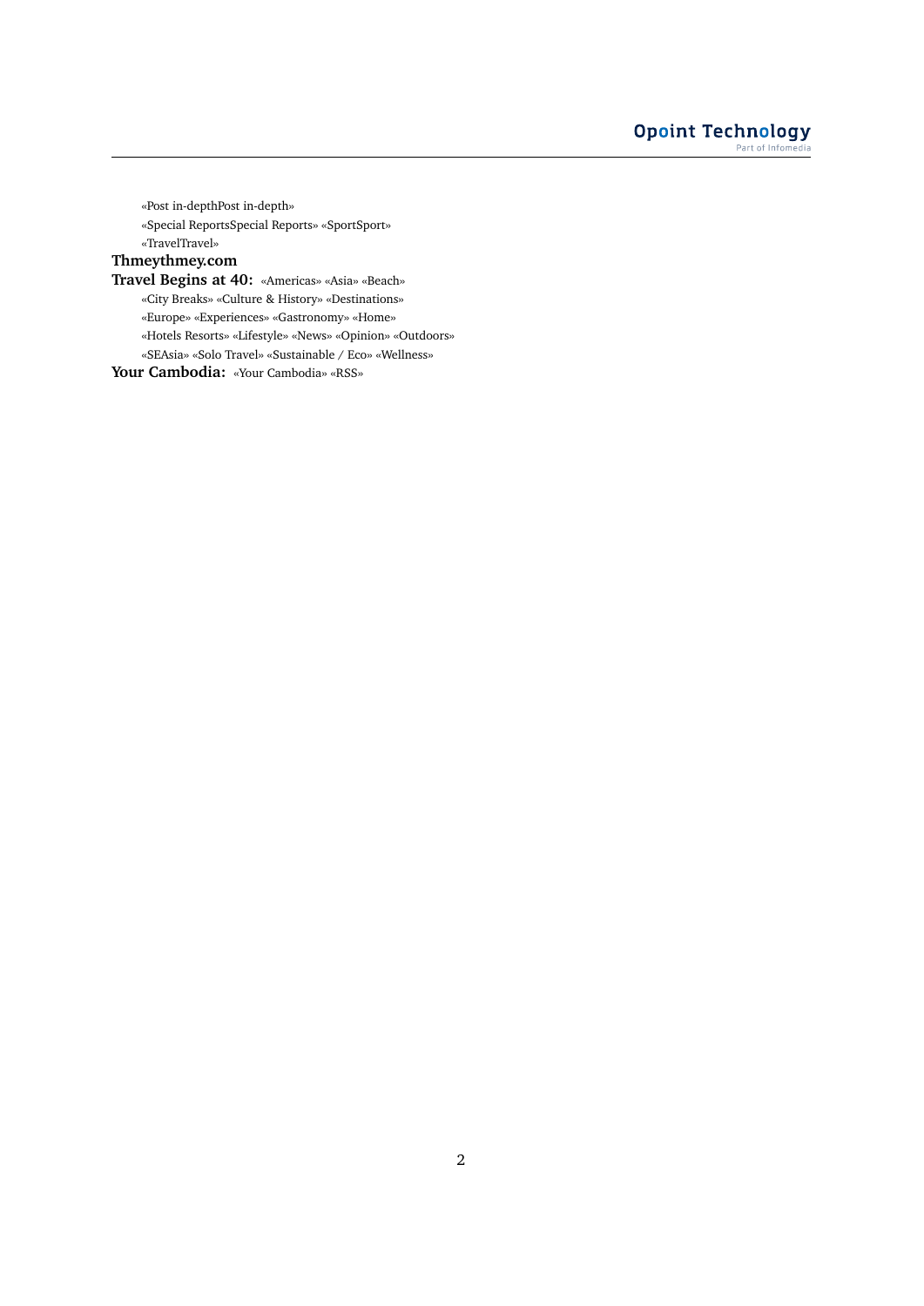«Post in-depthPost in-depth»
«Special ReportsSpecial Reports» «SportSport»
«TravelTravel»

**Thmeythmey.com**

**Travel Begins at 40:** «Americas» «Asia» «Beach»
«City Breaks» «Culture & History» «Destinations»
«Europe» «Experiences» «Gastronomy» «Home»
«Hotels Resorts» «Lifestyle» «News» «Opinion» «Outdoors»
«SEAsia» «Solo Travel» «Sustainable / Eco» «Wellness»

**Your Cambodia:** «Your Cambodia» «RSS»